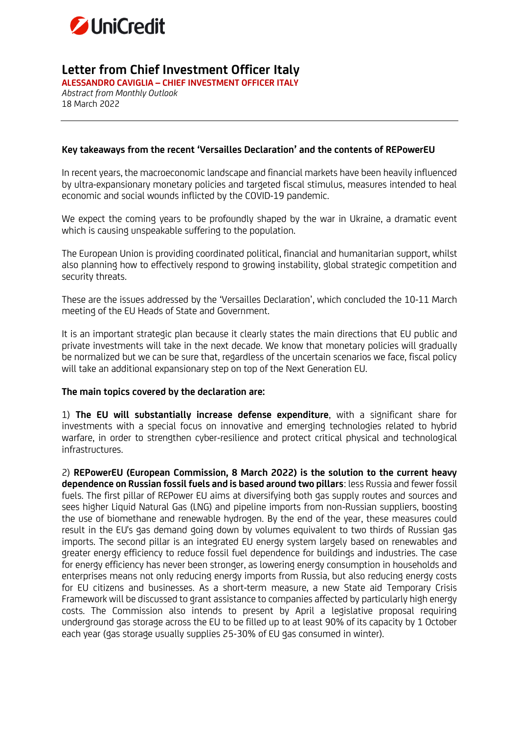# Letter from Chief Investment Officer Italy

**ALESSANDRO CAVIGLIA – CHIEF INVESTMENT OFFICER ITALY**

*Abstract from Monthly Outlook*

18 March 2022

---

**Key takeaways from the recent 'Versailles Declaration' and the contents of REPowerEU**

In recent years, the macroeconomic landscape and financial markets have been heavily influenced by ultra-expansionary monetary policies and targeted fiscal stimulus, measures intended to heal economic and social wounds inflicted by the COVID-19 pandemic.

We expect the coming years to be profoundly shaped by the war in Ukraine, a dramatic event which is causing unspeakable suffering to the population.

The European Union is providing coordinated political, financial and humanitarian support, whilst also planning how to effectively respond to growing instability, global strategic competition and security threats.

These are the issues addressed by the 'Versailles Declaration', which concluded the 10-11 March meeting of the EU Heads of State and Government.

It is an important strategic plan because it clearly states the main directions that EU public and private investments will take in the next decade. We know that monetary policies will gradually be normalized but we can be sure that, regardless of the uncertain scenarios we face, fiscal policy will take an additional expansionary step on top of the Next Generation EU.

**The main topics covered by the declaration are:**

1) **The EU will substantially increase defense expenditure**, with a significant share for investments with a special focus on innovative and emerging technologies related to hybrid warfare, in order to strengthen cyber-resilience and protect critical physical and technological infrastructures.

2) **REPowerEU (European Commission, 8 March 2022) is the solution to the current heavy dependence on Russian fossil fuels and is based around two pillars**: less Russia and fewer fossil fuels. The first pillar of REPower EU aims at diversifying both gas supply routes and sources and sees higher Liquid Natural Gas (LNG) and pipeline imports from non-Russian suppliers, boosting the use of biomethane and renewable hydrogen. By the end of the year, these measures could result in the EU's gas demand going down by volumes equivalent to two thirds of Russian gas imports. The second pillar is an integrated EU energy system largely based on renewables and greater energy efficiency to reduce fossil fuel dependence for buildings and industries. The case for energy efficiency has never been stronger, as lowering energy consumption in households and enterprises means not only reducing energy imports from Russia, but also reducing energy costs for EU citizens and businesses. As a short-term measure, a new State aid Temporary Crisis Framework will be discussed to grant assistance to companies affected by particularly high energy costs. The Commission also intends to present by April a legislative proposal requiring underground gas storage across the EU to be filled up to at least 90% of its capacity by 1 October each year (gas storage usually supplies 25-30% of EU gas consumed in winter).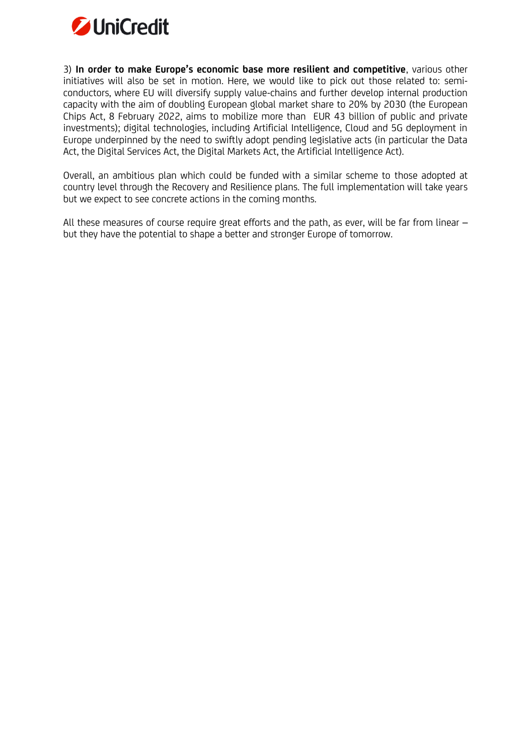3) **In order to make Europe's economic base more resilient and competitive**, various other initiatives will also be set in motion. Here, we would like to pick out those related to: semi-conductors, where EU will diversify supply value-chains and further develop internal production capacity with the aim of doubling European global market share to 20% by 2030 (the European Chips Act, 8 February 2022, aims to mobilize more than EUR 43 billion of public and private investments); digital technologies, including Artificial Intelligence, Cloud and 5G deployment in Europe underpinned by the need to swiftly adopt pending legislative acts (in particular the Data Act, the Digital Services Act, the Digital Markets Act, the Artificial Intelligence Act).

Overall, an ambitious plan which could be funded with a similar scheme to those adopted at country level through the Recovery and Resilience plans. The full implementation will take years but we expect to see concrete actions in the coming months.

All these measures of course require great efforts and the path, as ever, will be far from linear – but they have the potential to shape a better and stronger Europe of tomorrow.